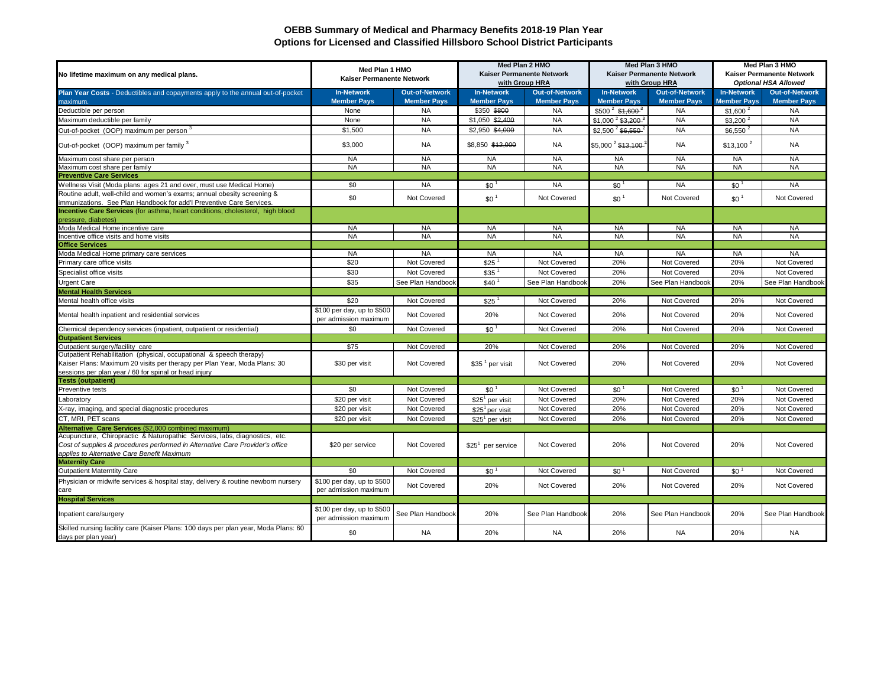# OEBB Summary of Medical and Pharmacy Benefits 2018-19 Plan Year
## Options for Licensed and Classified Hillsboro School District Participants

| No lifetime maximum on any medical plans. | Med Plan 1 HMO Kaiser Permanente Network | | Med Plan 2 HMO Kaiser Permanente Network with Group HRA | | Med Plan 3 HMO Kaiser Permanente Network with Group HRA | | Med Plan 3 HMO Kaiser Permanente Network *Optional HSA Allowed* | |
|---|---|---|---|---|---|---|---|---|
| **Plan Year Costs** - Deductibles and copayments apply to the annual out-of-pocket maximum. | **In-Network Member Pays** | **Out-of-Network Member Pays** | **In-Network Member Pays** | **Out-of-Network Member Pays** | **In-Network Member Pays** | **Out-of-Network Member Pays** | **In-Network Member Pays** | **Out-of-Network Member Pays** |
| Deductible per person | None | NA | $350 ~~$800~~ | NA | $500 [2] ~~$1,600 [2]~~ | NA | $1,600 [2] | NA |
| Maximum deductible per family | None | NA | $1,050 ~~$2,400~~ | NA | $1,000 [2] ~~$3,200 [2]~~ | NA | $3,200 [2] | NA |
| Out-of-pocket (OOP) maximum per person [3] | $1,500 | NA | $2,950 ~~$4,000~~ | NA | $2,500 [2] ~~$6,550 [2]~~ | NA | $6,550 [2] | NA |
| Out-of-pocket (OOP) maximum per family [3] | $3,000 | NA | $8,850 ~~$12,000~~ | NA | $5,000 [2] ~~$13,100 [2]~~ | NA | $13,100 [2] | NA |
| Maximum cost share per person | NA | NA | NA | NA | NA | NA | NA | NA |
| Maximum cost share per family | NA | NA | NA | NA | NA | NA | NA | NA |
| **Preventive Care Services** | | | | | | | | |
| Wellness Visit (Moda plans: ages 21 and over, must use Medical Home) | $0 | NA | $0 [1] | NA | $0 [1] | NA | $0 [1] | NA |
| Routine adult, well-child and women's exams; annual obesity screening & immunizations. See Plan Handbook for add'l Preventive Care Services. | $0 | Not Covered | $0 [1] | Not Covered | $0 [1] | Not Covered | $0 [1] | Not Covered |
| **Incentive Care Services** (for asthma, heart conditions, cholesterol, high blood pressure, diabetes) | | | | | | | | |
| Moda Medical Home incentive care | NA | NA | NA | NA | NA | NA | NA | NA |
| Incentive office visits and home visits | NA | NA | NA | NA | NA | NA | NA | NA |
| **Office Services** | | | | | | | | |
| Moda Medical Home primary care services | NA | NA | NA | NA | NA | NA | NA | NA |
| Primary care office visits | $20 | Not Covered | $25 [1] | Not Covered | 20% | Not Covered | 20% | Not Covered |
| Specialist office visits | $30 | Not Covered | $35 [1] | Not Covered | 20% | Not Covered | 20% | Not Covered |
| Urgent Care | $35 | See Plan Handbook | $40 [1] | See Plan Handbook | 20% | See Plan Handbook | 20% | See Plan Handbook |
| **Mental Health Services** | | | | | | | | |
| Mental health office visits | $20 | Not Covered | $25 [1] | Not Covered | 20% | Not Covered | 20% | Not Covered |
| Mental health inpatient and residential services | $100 per day, up to $500 per admission maximum | Not Covered | 20% | Not Covered | 20% | Not Covered | 20% | Not Covered |
| Chemical dependency services (inpatient, outpatient or residential) | $0 | Not Covered | $0 [1] | Not Covered | 20% | Not Covered | 20% | Not Covered |
| **Outpatient Services** | | | | | | | | |
| Outpatient surgery/facility care | $75 | Not Covered | 20% | Not Covered | 20% | Not Covered | 20% | Not Covered |
| Outpatient Rehabilitation (physical, occupational & speech therapy) Kaiser Plans: Maximum 20 visits per therapy per Plan Year, Moda Plans: 30 sessions per plan year / 60 for spinal or head injury | $30 per visit | Not Covered | $35 [1] per visit | Not Covered | 20% | Not Covered | 20% | Not Covered |
| **Tests (outpatient)** | | | | | | | | |
| Preventive tests | $0 | Not Covered | $0 [1] | Not Covered | $0 [1] | Not Covered | $0 [1] | Not Covered |
| Laboratory | $20 per visit | Not Covered | $25 [1] per visit | Not Covered | 20% | Not Covered | 20% | Not Covered |
| X-ray, imaging, and special diagnostic procedures | $20 per visit | Not Covered | $25 [1] per visit | Not Covered | 20% | Not Covered | 20% | Not Covered |
| CT, MRI, PET scans | $20 per visit | Not Covered | $25 [1] per visit | Not Covered | 20% | Not Covered | 20% | Not Covered |
| **Alternative Care Services** ($2,000 combined maximum) | | | | | | | | |
| Acupuncture, Chiropractic & Naturopathic Services, labs, diagnostics, etc. *Cost of supplies & procedures performed in Alternative Care Provider's office applies to Alternative Care Benefit Maximum* | $20 per service | Not Covered | $25 [1] per service | Not Covered | 20% | Not Covered | 20% | Not Covered |
| **Maternity Care** | | | | | | | | |
| Outpatient Materntity Care | $0 | Not Covered | $0 [1] | Not Covered | $0 [1] | Not Covered | $0 [1] | Not Covered |
| Physician or midwife services & hospital stay, delivery & routine newborn nursery care | $100 per day, up to $500 per admission maximum | Not Covered | 20% | Not Covered | 20% | Not Covered | 20% | Not Covered |
| **Hospital Services** | | | | | | | | |
| Inpatient care/surgery | $100 per day, up to $500 per admission maximum | See Plan Handbook | 20% | See Plan Handbook | 20% | See Plan Handbook | 20% | See Plan Handbook |
| Skilled nursing facility care (Kaiser Plans: 100 days per plan year, Moda Plans: 60 days per plan year) | $0 | NA | 20% | NA | 20% | NA | 20% | NA |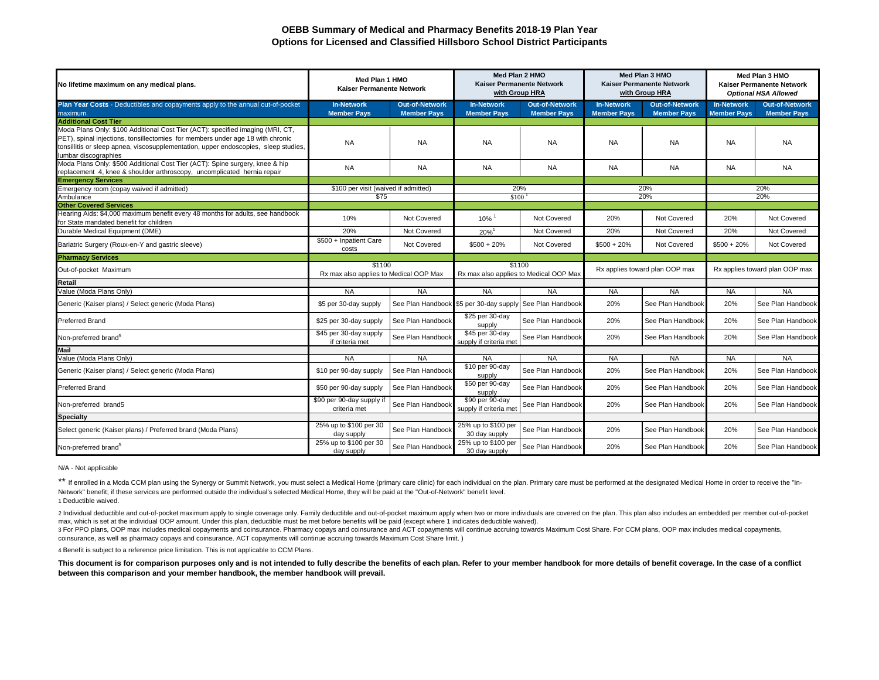## OEBB Summary of Medical and Pharmacy Benefits 2018-19 Plan Year
## Options for Licensed and Classified Hillsboro School District Participants

| No lifetime maximum on any medical plans. | Med Plan 1 HMO Kaiser Permanente Network | | Med Plan 2 HMO Kaiser Permanente Network with Group HRA | | Med Plan 3 HMO Kaiser Permanente Network with Group HRA | | Med Plan 3 HMO Kaiser Permanente Network *Optional HSA Allowed* | |
|---|---|---|---|---|---|---|---|---|
| **Plan Year Costs** - Deductibles and copayments apply to the annual out-of-pocket maximum. | **In-Network Member Pays** | **Out-of-Network Member Pays** | **In-Network Member Pays** | **Out-of-Network Member Pays** | **In-Network Member Pays** | **Out-of-Network Member Pays** | **In-Network Member Pays** | **Out-of-Network Member Pays** |
| **Additional Cost Tier** | | | | | | | | |
| Moda Plans Only: $100 Additional Cost Tier (ACT): specified imaging (MRI, CT, PET), spinal injections, tonsillectomies for members under age 18 with chronic tonsillitis or sleep apnea, viscosupplementation, upper endoscopies, sleep studies, lumbar discographies | NA | NA | NA | NA | NA | NA | NA | NA |
| Moda Plans Only: $500 Additional Cost Tier (ACT): Spine surgery, knee & hip replacement 4, knee & shoulder arthroscopy, uncomplicated hernia repair | NA | NA | NA | NA | NA | NA | NA | NA |
| **Emergency Services** | | | | | | | | |
| Emergency room (copay waived if admitted) | $100 per visit (waived if admitted) | | 20% | | 20% | | 20% | |
| Ambulance | $75 | | $100 [1] | | 20% | | 20% | |
| **Other Covered Services** | | | | | | | | |
| Hearing Aids: $4,000 maximum benefit every 48 months for adults, see handbook for State mandated benefit for children | 10% | Not Covered | 10% [1] | Not Covered | 20% | Not Covered | 20% | Not Covered |
| Durable Medical Equipment (DME) | 20% | Not Covered | 20%[1] | Not Covered | 20% | Not Covered | 20% | Not Covered |
| Bariatric Surgery (Roux-en-Y and gastric sleeve) | $500 + Inpatient Care costs | Not Covered | $500 + 20% | Not Covered | $500 + 20% | Not Covered | $500 + 20% | Not Covered |
| **Pharmacy Services** | | | | | | | | |
| Out-of-pocket Maximum | $1100 Rx max also applies to Medical OOP Max | | $1100 Rx max also applies to Medical OOP Max | | Rx applies toward plan OOP max | | Rx applies toward plan OOP max | |
| **Retail** | | | | | | | | |
| Value (Moda Plans Only) | NA | NA | NA | NA | NA | NA | NA | NA |
| Generic (Kaiser plans) / Select generic (Moda Plans) | $5 per 30-day supply | See Plan Handbook | $5 per 30-day supply | See Plan Handbook | 20% | See Plan Handbook | 20% | See Plan Handbook |
| Preferred Brand | $25 per 30-day supply | See Plan Handbook | $25 per 30-day supply | See Plan Handbook | 20% | See Plan Handbook | 20% | See Plan Handbook |
| Non-preferred brand[5] | $45 per 30-day supply if criteria met | See Plan Handbook | $45 per 30-day supply if criteria met | See Plan Handbook | 20% | See Plan Handbook | 20% | See Plan Handbook |
| **Mail** | | | | | | | | |
| Value (Moda Plans Only) | NA | NA | NA | NA | NA | NA | NA | NA |
| Generic (Kaiser plans) / Select generic (Moda Plans) | $10 per 90-day supply | See Plan Handbook | $10 per 90-day supply | See Plan Handbook | 20% | See Plan Handbook | 20% | See Plan Handbook |
| Preferred Brand | $50 per 90-day supply | See Plan Handbook | $50 per 90-day supply | See Plan Handbook | 20% | See Plan Handbook | 20% | See Plan Handbook |
| Non-preferred brand5 | $90 per 90-day supply if criteria met | See Plan Handbook | $90 per 90-day supply if criteria met | See Plan Handbook | 20% | See Plan Handbook | 20% | See Plan Handbook |
| **Specialty** | | | | | | | | |
| Select generic (Kaiser plans) / Preferred brand (Moda Plans) | 25% up to $100 per 30 day supply | See Plan Handbook | 25% up to $100 per 30 day supply | See Plan Handbook | 20% | See Plan Handbook | 20% | See Plan Handbook |
| Non-preferred brand[5] | 25% up to $100 per 30 day supply | See Plan Handbook | 25% up to $100 per 30 day supply | See Plan Handbook | 20% | See Plan Handbook | 20% | See Plan Handbook |

N/A - Not applicable

** If enrolled in a Moda CCM plan using the Synergy or Summit Network, you must select a Medical Home (primary care clinic) for each individual on the plan. Primary care must be performed at the designated Medical Home in order to receive the "In-Network" benefit; if these services are performed outside the individual's selected Medical Home, they will be paid at the "Out-of-Network" benefit level.

1 Deductible waived.

2 Individual deductible and out-of-pocket maximum apply to single coverage only. Family deductible and out-of-pocket maximum apply when two or more individuals are covered on the plan. This plan also includes an embedded per member out-of-pocket max, which is set at the individual OOP amount. Under this plan, deductible must be met before benefits will be paid (except where 1 indicates deductible waived).

3 For PPO plans, OOP max includes medical copayments and coinsurance. Pharmacy copays and coinsurance and ACT copayments will continue accruing towards Maximum Cost Share. For CCM plans, OOP max includes medical copayments, coinsurance, as well as pharmacy copays and coinsurance. ACT copayments will continue accruing towards Maximum Cost Share limit. )

4 Benefit is subject to a reference price limitation. This is not applicable to CCM Plans.

**This document is for comparison purposes only and is not intended to fully describe the benefits of each plan. Refer to your member handbook for more details of benefit coverage. In the case of a conflict between this comparison and your member handbook, the member handbook will prevail.**